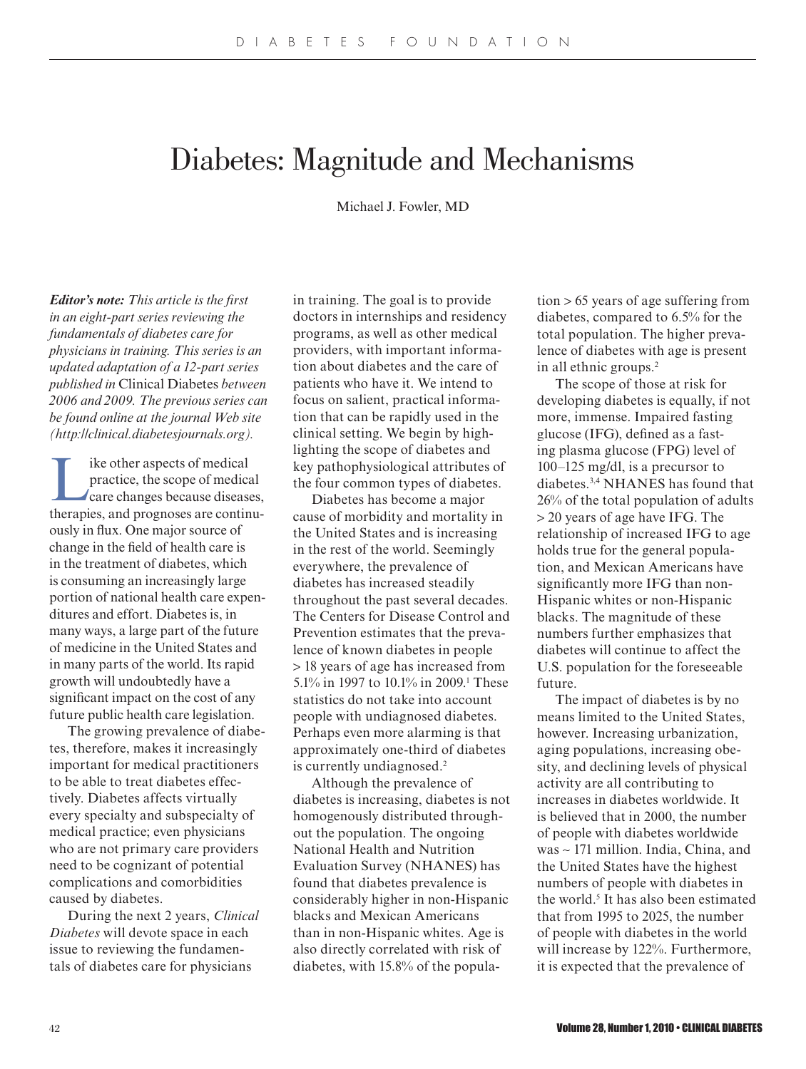# Diabetes: Magnitude and Mechanisms

Michael J. Fowler, MD

***Editor's note:*** *This article is the first in an eight-part series reviewing the fundamentals of diabetes care for physicians in training. This series is an updated adaptation of a 12-part series published in* Clinical Diabetes *between 2006 and 2009. The previous series can be found online at the journal Web site (http://clinical.diabetesjournals.org).*

Like other aspects of medical practice, the scope of medical care changes because diseases, therapies, and prognoses are continuously in flux. One major source of change in the field of health care is in the treatment of diabetes, which is consuming an increasingly large portion of national health care expenditures and effort. Diabetes is, in many ways, a large part of the future of medicine in the United States and in many parts of the world. Its rapid growth will undoubtedly have a significant impact on the cost of any future public health care legislation.

The growing prevalence of diabetes, therefore, makes it increasingly important for medical practitioners to be able to treat diabetes effectively. Diabetes affects virtually every specialty and subspecialty of medical practice; even physicians who are not primary care providers need to be cognizant of potential complications and comorbidities caused by diabetes.

During the next 2 years, *Clinical Diabetes* will devote space in each issue to reviewing the fundamentals of diabetes care for physicians in training. The goal is to provide doctors in internships and residency programs, as well as other medical providers, with important information about diabetes and the care of patients who have it. We intend to focus on salient, practical information that can be rapidly used in the clinical setting. We begin by highlighting the scope of diabetes and key pathophysiological attributes of the four common types of diabetes.

Diabetes has become a major cause of morbidity and mortality in the United States and is increasing in the rest of the world. Seemingly everywhere, the prevalence of diabetes has increased steadily throughout the past several decades. The Centers for Disease Control and Prevention estimates that the prevalence of known diabetes in people > 18 years of age has increased from 5.1% in 1997 to 10.1% in 2009.[1] These statistics do not take into account people with undiagnosed diabetes. Perhaps even more alarming is that approximately one-third of diabetes is currently undiagnosed.[2]

Although the prevalence of diabetes is increasing, diabetes is not homogenously distributed throughout the population. The ongoing National Health and Nutrition Evaluation Survey (NHANES) has found that diabetes prevalence is considerably higher in non-Hispanic blacks and Mexican Americans than in non-Hispanic whites. Age is also directly correlated with risk of diabetes, with 15.8% of the population > 65 years of age suffering from diabetes, compared to 6.5% for the total population. The higher prevalence of diabetes with age is present in all ethnic groups.[2]

The scope of those at risk for developing diabetes is equally, if not more, immense. Impaired fasting glucose (IFG), defined as a fasting plasma glucose (FPG) level of 100–125 mg/dl, is a precursor to diabetes.[3,4] NHANES has found that 26% of the total population of adults > 20 years of age have IFG. The relationship of increased IFG to age holds true for the general population, and Mexican Americans have significantly more IFG than non-Hispanic whites or non-Hispanic blacks. The magnitude of these numbers further emphasizes that diabetes will continue to affect the U.S. population for the foreseeable future.

The impact of diabetes is by no means limited to the United States, however. Increasing urbanization, aging populations, increasing obesity, and declining levels of physical activity are all contributing to increases in diabetes worldwide. It is believed that in 2000, the number of people with diabetes worldwide was ~ 171 million. India, China, and the United States have the highest numbers of people with diabetes in the world.[5] It has also been estimated that from 1995 to 2025, the number of people with diabetes in the world will increase by 122%. Furthermore, it is expected that the prevalence of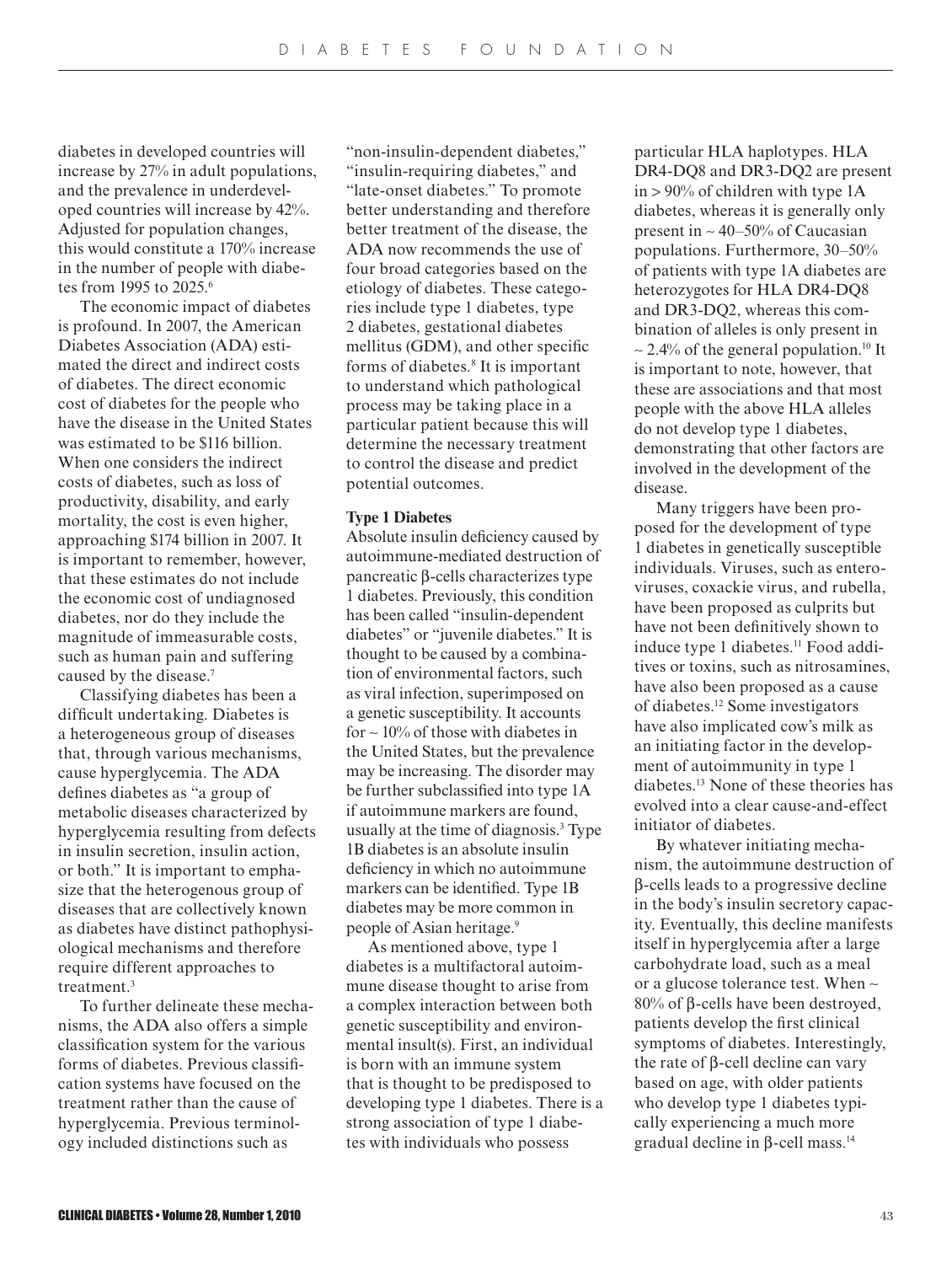diabetes in developed countries will increase by 27% in adult populations, and the prevalence in underdeveloped countries will increase by 42%. Adjusted for population changes, this would constitute a 170% increase in the number of people with diabetes from 1995 to 2025.[6]

The economic impact of diabetes is profound. In 2007, the American Diabetes Association (ADA) estimated the direct and indirect costs of diabetes. The direct economic cost of diabetes for the people who have the disease in the United States was estimated to be $116 billion. When one considers the indirect costs of diabetes, such as loss of productivity, disability, and early mortality, the cost is even higher, approaching $174 billion in 2007. It is important to remember, however, that these estimates do not include the economic cost of undiagnosed diabetes, nor do they include the magnitude of immeasurable costs, such as human pain and suffering caused by the disease.[7]

Classifying diabetes has been a difficult undertaking. Diabetes is a heterogeneous group of diseases that, through various mechanisms, cause hyperglycemia. The ADA defines diabetes as "a group of metabolic diseases characterized by hyperglycemia resulting from defects in insulin secretion, insulin action, or both." It is important to emphasize that the heterogenous group of diseases that are collectively known as diabetes have distinct pathophysiological mechanisms and therefore require different approaches to treatment.[3]

To further delineate these mechanisms, the ADA also offers a simple classification system for the various forms of diabetes. Previous classification systems have focused on the treatment rather than the cause of hyperglycemia. Previous terminology included distinctions such as "non-insulin-dependent diabetes," "insulin-requiring diabetes," and "late-onset diabetes." To promote better understanding and therefore better treatment of the disease, the ADA now recommends the use of four broad categories based on the etiology of diabetes. These categories include type 1 diabetes, type 2 diabetes, gestational diabetes mellitus (GDM), and other specific forms of diabetes.[8] It is important to understand which pathological process may be taking place in a particular patient because this will determine the necessary treatment to control the disease and predict potential outcomes.

**Type 1 Diabetes**

Absolute insulin deficiency caused by autoimmune-mediated destruction of pancreatic β-cells characterizes type 1 diabetes. Previously, this condition has been called "insulin-dependent diabetes" or "juvenile diabetes." It is thought to be caused by a combination of environmental factors, such as viral infection, superimposed on a genetic susceptibility. It accounts for ~ 10% of those with diabetes in the United States, but the prevalence may be increasing. The disorder may be further subclassified into type 1A if autoimmune markers are found, usually at the time of diagnosis.[3] Type 1B diabetes is an absolute insulin deficiency in which no autoimmune markers can be identified. Type 1B diabetes may be more common in people of Asian heritage.[9]

As mentioned above, type 1 diabetes is a multifactoral autoimmune disease thought to arise from a complex interaction between both genetic susceptibility and environmental insult(s). First, an individual is born with an immune system that is thought to be predisposed to developing type 1 diabetes. There is a strong association of type 1 diabetes with individuals who possess particular HLA haplotypes. HLA DR4-DQ8 and DR3-DQ2 are present in > 90% of children with type 1A diabetes, whereas it is generally only present in ~ 40–50% of Caucasian populations. Furthermore, 30–50% of patients with type 1A diabetes are heterozygotes for HLA DR4-DQ8 and DR3-DQ2, whereas this combination of alleles is only present in ~ 2.4% of the general population.[10] It is important to note, however, that these are associations and that most people with the above HLA alleles do not develop type 1 diabetes, demonstrating that other factors are involved in the development of the disease.

Many triggers have been proposed for the development of type 1 diabetes in genetically susceptible individuals. Viruses, such as enteroviruses, coxackie virus, and rubella, have been proposed as culprits but have not been definitively shown to induce type 1 diabetes.[11] Food additives or toxins, such as nitrosamines, have also been proposed as a cause of diabetes.[12] Some investigators have also implicated cow's milk as an initiating factor in the development of autoimmunity in type 1 diabetes.[13] None of these theories has evolved into a clear cause-and-effect initiator of diabetes.

By whatever initiating mechanism, the autoimmune destruction of β-cells leads to a progressive decline in the body's insulin secretory capacity. Eventually, this decline manifests itself in hyperglycemia after a large carbohydrate load, such as a meal or a glucose tolerance test. When ~ 80% of β-cells have been destroyed, patients develop the first clinical symptoms of diabetes. Interestingly, the rate of β-cell decline can vary based on age, with older patients who develop type 1 diabetes typically experiencing a much more gradual decline in β-cell mass.[14]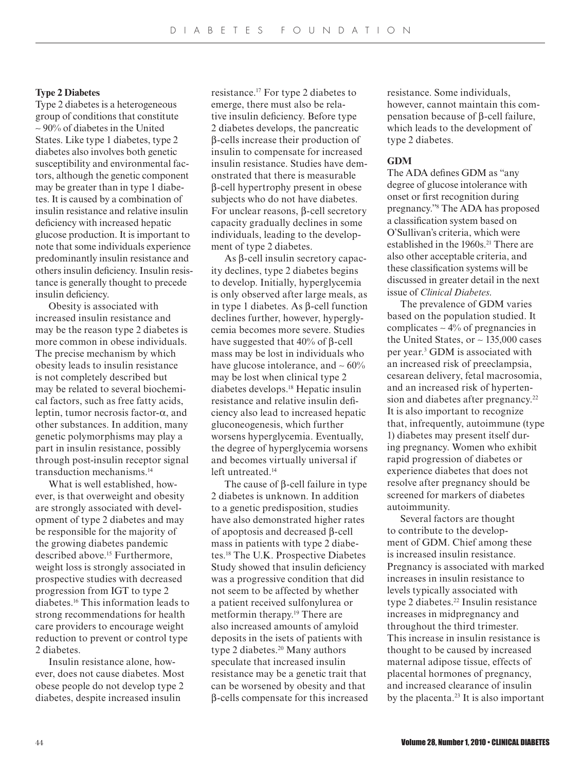## Type 2 Diabetes

Type 2 diabetes is a heterogeneous group of conditions that constitute ~ 90% of diabetes in the United States. Like type 1 diabetes, type 2 diabetes also involves both genetic susceptibility and environmental factors, although the genetic component may be greater than in type 1 diabetes. It is caused by a combination of insulin resistance and relative insulin deficiency with increased hepatic glucose production. It is important to note that some individuals experience predominantly insulin resistance and others insulin deficiency. Insulin resistance is generally thought to precede insulin deficiency.

Obesity is associated with increased insulin resistance and may be the reason type 2 diabetes is more common in obese individuals. The precise mechanism by which obesity leads to insulin resistance is not completely described but may be related to several biochemical factors, such as free fatty acids, leptin, tumor necrosis factor-α, and other substances. In addition, many genetic polymorphisms may play a part in insulin resistance, possibly through post-insulin receptor signal transduction mechanisms.[14]

What is well established, however, is that overweight and obesity are strongly associated with development of type 2 diabetes and may be responsible for the majority of the growing diabetes pandemic described above.[15] Furthermore, weight loss is strongly associated in prospective studies with decreased progression from IGT to type 2 diabetes.[16] This information leads to strong recommendations for health care providers to encourage weight reduction to prevent or control type 2 diabetes.

Insulin resistance alone, however, does not cause diabetes. Most obese people do not develop type 2 diabetes, despite increased insulin resistance.[17] For type 2 diabetes to emerge, there must also be relative insulin deficiency. Before type 2 diabetes develops, the pancreatic β-cells increase their production of insulin to compensate for increased insulin resistance. Studies have demonstrated that there is measurable β-cell hypertrophy present in obese subjects who do not have diabetes. For unclear reasons, β-cell secretory capacity gradually declines in some individuals, leading to the development of type 2 diabetes.

As β-cell insulin secretory capacity declines, type 2 diabetes begins to develop. Initially, hyperglycemia is only observed after large meals, as in type 1 diabetes. As β-cell function declines further, however, hyperglycemia becomes more severe. Studies have suggested that 40% of β-cell mass may be lost in individuals who have glucose intolerance, and ~ 60% may be lost when clinical type 2 diabetes develops.[18] Hepatic insulin resistance and relative insulin deficiency also lead to increased hepatic gluconeogenesis, which further worsens hyperglycemia. Eventually, the degree of hyperglycemia worsens and becomes virtually universal if left untreated.[14]

The cause of β-cell failure in type 2 diabetes is unknown. In addition to a genetic predisposition, studies have also demonstrated higher rates of apoptosis and decreased β-cell mass in patients with type 2 diabetes.[18] The U.K. Prospective Diabetes Study showed that insulin deficiency was a progressive condition that did not seem to be affected by whether a patient received sulfonylurea or metformin therapy.[19] There are also increased amounts of amyloid deposits in the isets of patients with type 2 diabetes.[20] Many authors speculate that increased insulin resistance may be a genetic trait that can be worsened by obesity and that β-cells compensate for this increased resistance. Some individuals, however, cannot maintain this compensation because of β-cell failure, which leads to the development of type 2 diabetes.

## GDM

The ADA defines GDM as "any degree of glucose intolerance with onset or first recognition during pregnancy."[8] The ADA has proposed a classification system based on O'Sullivan's criteria, which were established in the 1960s.[21] There are also other acceptable criteria, and these classification systems will be discussed in greater detail in the next issue of *Clinical Diabetes*.

The prevalence of GDM varies based on the population studied. It complicates ~ 4% of pregnancies in the United States, or ~ 135,000 cases per year.[3] GDM is associated with an increased risk of preeclampsia, cesarean delivery, fetal macrosomia, and an increased risk of hypertension and diabetes after pregnancy.[22] It is also important to recognize that, infrequently, autoimmune (type 1) diabetes may present itself during pregnancy. Women who exhibit rapid progression of diabetes or experience diabetes that does not resolve after pregnancy should be screened for markers of diabetes autoimmunity.

Several factors are thought to contribute to the development of GDM. Chief among these is increased insulin resistance. Pregnancy is associated with marked increases in insulin resistance to levels typically associated with type 2 diabetes.[22] Insulin resistance increases in midpregnancy and throughout the third trimester. This increase in insulin resistance is thought to be caused by increased maternal adipose tissue, effects of placental hormones of pregnancy, and increased clearance of insulin by the placenta.[23] It is also important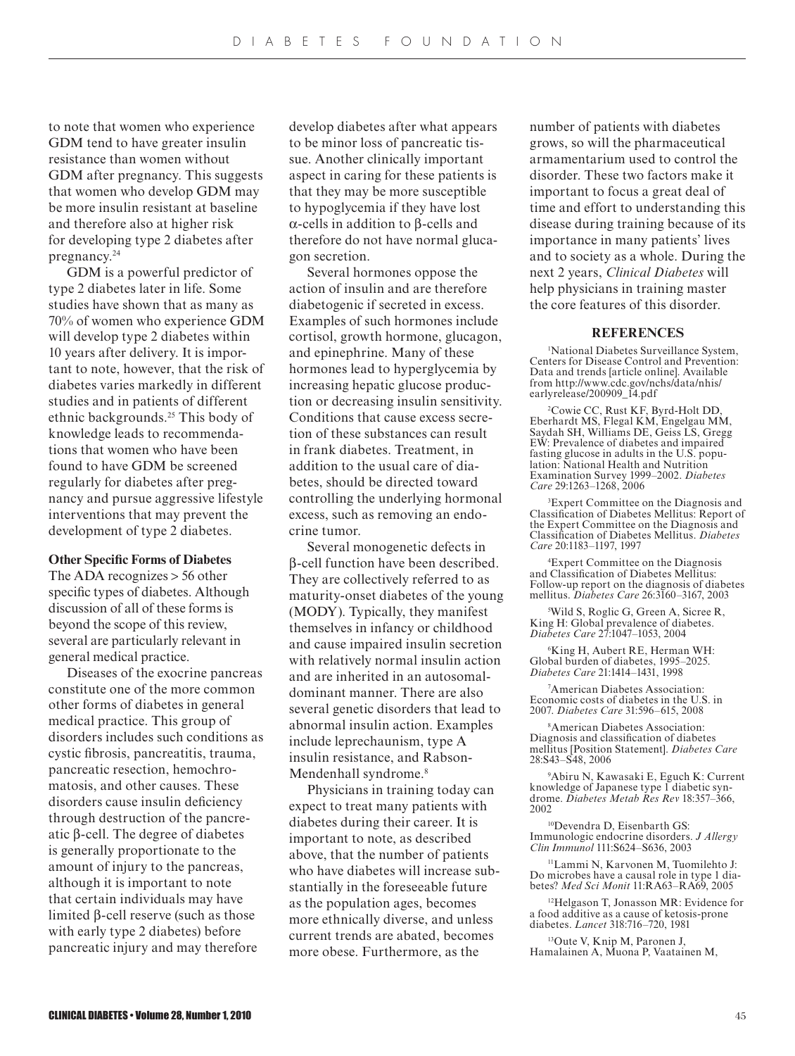to note that women who experience GDM tend to have greater insulin resistance than women without GDM after pregnancy. This suggests that women who develop GDM may be more insulin resistant at baseline and therefore also at higher risk for developing type 2 diabetes after pregnancy.[24]

GDM is a powerful predictor of type 2 diabetes later in life. Some studies have shown that as many as 70% of women who experience GDM will develop type 2 diabetes within 10 years after delivery. It is important to note, however, that the risk of diabetes varies markedly in different studies and in patients of different ethnic backgrounds.[25] This body of knowledge leads to recommendations that women who have been found to have GDM be screened regularly for diabetes after pregnancy and pursue aggressive lifestyle interventions that may prevent the development of type 2 diabetes.

**Other Specific Forms of Diabetes**

The ADA recognizes > 56 other specific types of diabetes. Although discussion of all of these forms is beyond the scope of this review, several are particularly relevant in general medical practice.

Diseases of the exocrine pancreas constitute one of the more common other forms of diabetes in general medical practice. This group of disorders includes such conditions as cystic fibrosis, pancreatitis, trauma, pancreatic resection, hemochromatosis, and other causes. These disorders cause insulin deficiency through destruction of the pancreatic β-cell. The degree of diabetes is generally proportionate to the amount of injury to the pancreas, although it is important to note that certain individuals may have limited β-cell reserve (such as those with early type 2 diabetes) before pancreatic injury and may therefore develop diabetes after what appears to be minor loss of pancreatic tissue. Another clinically important aspect in caring for these patients is that they may be more susceptible to hypoglycemia if they have lost α-cells in addition to β-cells and therefore do not have normal glucagon secretion.

Several hormones oppose the action of insulin and are therefore diabetogenic if secreted in excess. Examples of such hormones include cortisol, growth hormone, glucagon, and epinephrine. Many of these hormones lead to hyperglycemia by increasing hepatic glucose production or decreasing insulin sensitivity. Conditions that cause excess secretion of these substances can result in frank diabetes. Treatment, in addition to the usual care of diabetes, should be directed toward controlling the underlying hormonal excess, such as removing an endocrine tumor.

Several monogenetic defects in β-cell function have been described. They are collectively referred to as maturity-onset diabetes of the young (MODY). Typically, they manifest themselves in infancy or childhood and cause impaired insulin secretion with relatively normal insulin action and are inherited in an autosomal-dominant manner. There are also several genetic disorders that lead to abnormal insulin action. Examples include leprechaunism, type A insulin resistance, and Rabson-Mendenhall syndrome.[8]

Physicians in training today can expect to treat many patients with diabetes during their career. It is important to note, as described above, that the number of patients who have diabetes will increase substantially in the foreseeable future as the population ages, becomes more ethnically diverse, and unless current trends are abated, becomes more obese. Furthermore, as the number of patients with diabetes grows, so will the pharmaceutical armamentarium used to control the disorder. These two factors make it important to focus a great deal of time and effort to understanding this disease during training because of its importance in many patients' lives and to society as a whole. During the next 2 years, *Clinical Diabetes* will help physicians in training master the core features of this disorder.

## REFERENCES

1. National Diabetes Surveillance System, Centers for Disease Control and Prevention: Data and trends [article online]. Available from http://www.cdc.gov/nchs/data/nhis/earlyrelease/200909_14.pdf

2. Cowie CC, Rust KF, Byrd-Holt DD, Eberhardt MS, Flegal KM, Engelgau MM, Saydah SH, Williams DE, Geiss LS, Gregg EW: Prevalence of diabetes and impaired fasting glucose in adults in the U.S. population: National Health and Nutrition Examination Survey 1999–2002. *Diabetes Care* 29:1263–1268, 2006

3. Expert Committee on the Diagnosis and Classification of Diabetes Mellitus: Report of the Expert Committee on the Diagnosis and Classification of Diabetes Mellitus. *Diabetes Care* 20:1183–1197, 1997

4. Expert Committee on the Diagnosis and Classification of Diabetes Mellitus: Follow-up report on the diagnosis of diabetes mellitus. *Diabetes Care* 26:3160–3167, 2003

5. Wild S, Roglic G, Green A, Sicree R, King H: Global prevalence of diabetes. *Diabetes Care* 27:1047–1053, 2004

6. King H, Aubert RE, Herman WH: Global burden of diabetes, 1995–2025. *Diabetes Care* 21:1414–1431, 1998

7. American Diabetes Association: Economic costs of diabetes in the U.S. in 2007. *Diabetes Care* 31:596–615, 2008

8. American Diabetes Association: Diagnosis and classification of diabetes mellitus [Position Statement]. *Diabetes Care* 28:S43–S48, 2006

9. Abiru N, Kawasaki E, Eguch K: Current knowledge of Japanese type 1 diabetic syndrome. *Diabetes Metab Res Rev* 18:357–366, 2002

10. Devendra D, Eisenbarth GS: Immunologic endocrine disorders. *J Allergy Clin Immunol* 111:S624–S636, 2003

11. Lammi N, Karvonen M, Tuomilehto J: Do microbes have a causal role in type 1 diabetes? *Med Sci Monit* 11:RA63–RA69, 2005

12. Helgason T, Jonasson MR: Evidence for a food additive as a cause of ketosis-prone diabetes. *Lancet* 318:716–720, 1981

13. Oute V, Knip M, Paronen J, Hamalainen A, Muona P, Vaatainen M,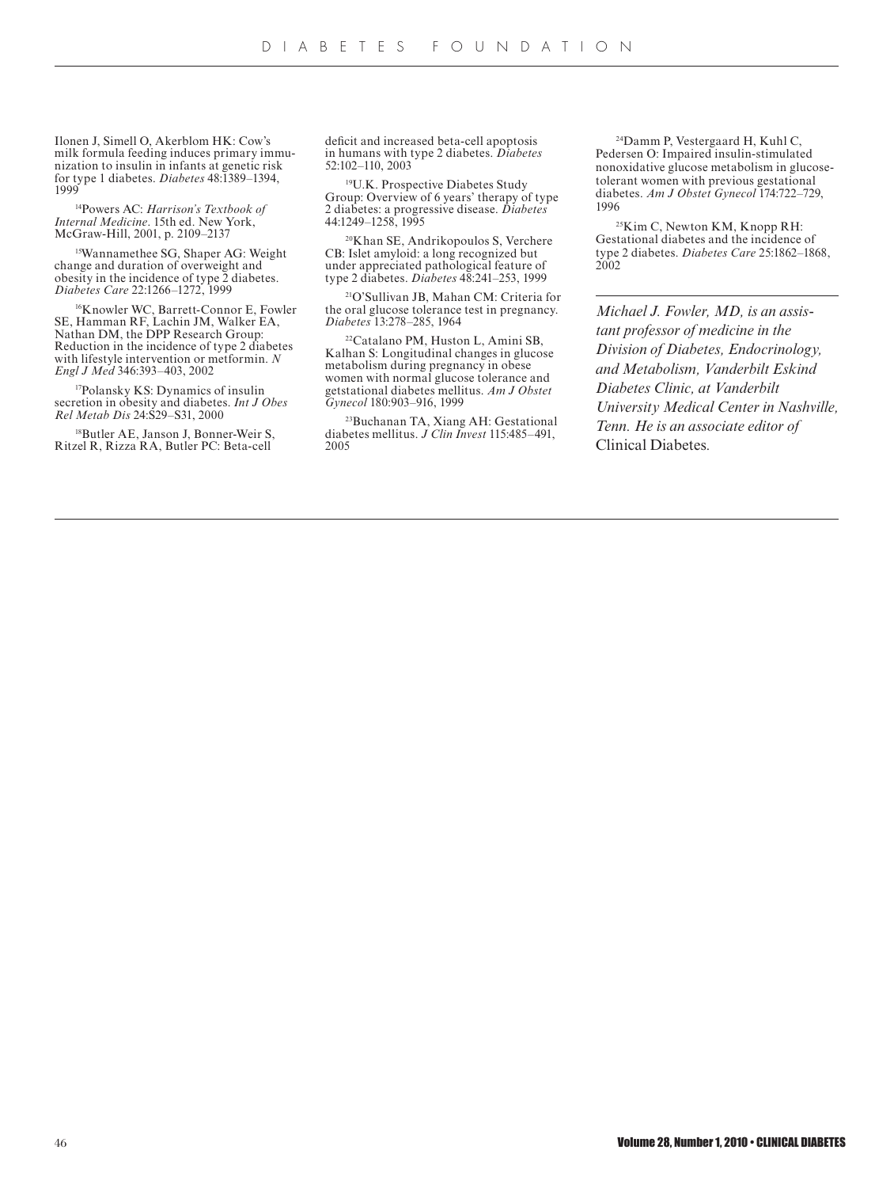Ilonen J, Simell O, Akerblom HK: Cow's milk formula feeding induces primary immunization to insulin in infants at genetic risk for type 1 diabetes. *Diabetes* 48:1389–1394, 1999

[14]Powers AC: *Harrison's Textbook of Internal Medicine*. 15th ed. New York, McGraw-Hill, 2001, p. 2109–2137

[15]Wannamethee SG, Shaper AG: Weight change and duration of overweight and obesity in the incidence of type 2 diabetes. *Diabetes Care* 22:1266–1272, 1999

[16]Knowler WC, Barrett-Connor E, Fowler SE, Hamman RF, Lachin JM, Walker EA, Nathan DM, the DPP Research Group: Reduction in the incidence of type 2 diabetes with lifestyle intervention or metformin. *N Engl J Med* 346:393–403, 2002

[17]Polansky KS: Dynamics of insulin secretion in obesity and diabetes. *Int J Obes Rel Metab Dis* 24:S29–S31, 2000

[18]Butler AE, Janson J, Bonner-Weir S, Ritzel R, Rizza RA, Butler PC: Beta-cell deficit and increased beta-cell apoptosis in humans with type 2 diabetes. *Diabetes* 52:102–110, 2003

[19]U.K. Prospective Diabetes Study Group: Overview of 6 years' therapy of type 2 diabetes: a progressive disease. *Diabetes* 44:1249–1258, 1995

[20]Khan SE, Andrikopoulos S, Verchere CB: Islet amyloid: a long recognized but under appreciated pathological feature of type 2 diabetes. *Diabetes* 48:241–253, 1999

[21]O'Sullivan JB, Mahan CM: Criteria for the oral glucose tolerance test in pregnancy. *Diabetes* 13:278–285, 1964

[22]Catalano PM, Huston L, Amini SB, Kalhan S: Longitudinal changes in glucose metabolism during pregnancy in obese women with normal glucose tolerance and getstational diabetes mellitus. *Am J Obstet Gynecol* 180:903–916, 1999

[23]Buchanan TA, Xiang AH: Gestational diabetes mellitus. *J Clin Invest* 115:485–491, 2005

[24]Damm P, Vestergaard H, Kuhl C, Pedersen O: Impaired insulin-stimulated nonoxidative glucose metabolism in glucose-tolerant women with previous gestational diabetes. *Am J Obstet Gynecol* 174:722–729, 1996

[25]Kim C, Newton KM, Knopp RH: Gestational diabetes and the incidence of type 2 diabetes. *Diabetes Care* 25:1862–1868, 2002

---

*Michael J. Fowler, MD, is an assistant professor of medicine in the Division of Diabetes, Endocrinology, and Metabolism, Vanderbilt Eskind Diabetes Clinic, at Vanderbilt University Medical Center in Nashville, Tenn. He is an associate editor of* Clinical Diabetes.